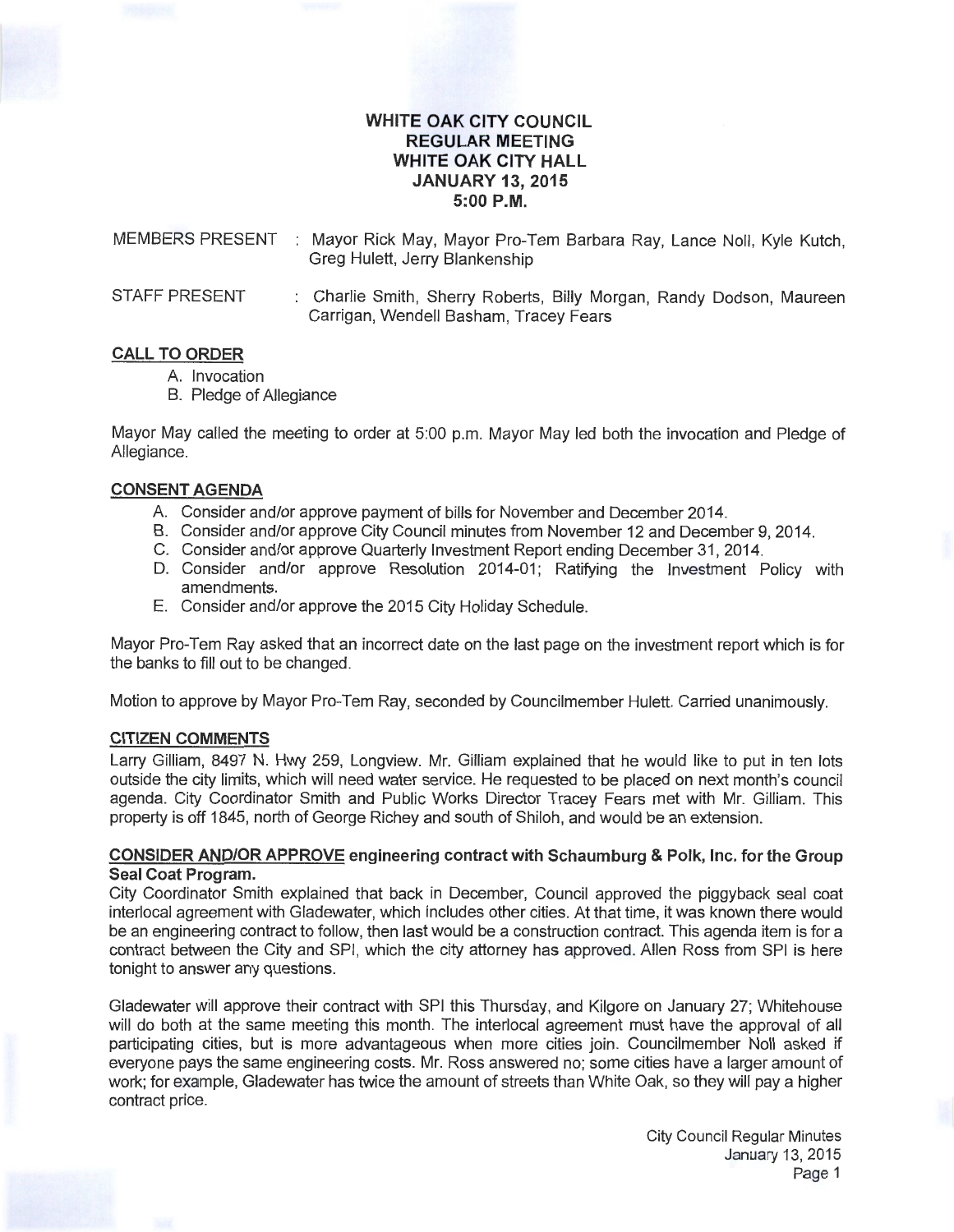# WHITE OAK CITY COUNCIL
## REGULAR MEETING
## WHITE OAK CITY HALL
## JANUARY 13, 2015
## 5:00 P.M.

MEMBERS PRESENT : Mayor Rick May, Mayor Pro-Tem Barbara Ray, Lance Noll, Kyle Kutch, Greg Hulett, Jerry Blankenship

STAFF PRESENT : Charlie Smith, Sherry Roberts, Billy Morgan, Randy Dodson, Maureen Carrigan, Wendell Basham, Tracey Fears

**CALL TO ORDER**

A. Invocation
B. Pledge of Allegiance

Mayor May called the meeting to order at 5:00 p.m. Mayor May led both the invocation and Pledge of Allegiance.

**CONSENT AGENDA**

A. Consider and/or approve payment of bills for November and December 2014.
B. Consider and/or approve City Council minutes from November 12 and December 9, 2014.
C. Consider and/or approve Quarterly Investment Report ending December 31, 2014.
D. Consider and/or approve Resolution 2014-01; Ratifying the Investment Policy with amendments.
E. Consider and/or approve the 2015 City Holiday Schedule.

Mayor Pro-Tem Ray asked that an incorrect date on the last page on the investment report which is for the banks to fill out to be changed.

Motion to approve by Mayor Pro-Tem Ray, seconded by Councilmember Hulett. Carried unanimously.

**CITIZEN COMMENTS**

Larry Gilliam, 8497 N. Hwy 259, Longview. Mr. Gilliam explained that he would like to put in ten lots outside the city limits, which will need water service. He requested to be placed on next month's council agenda. City Coordinator Smith and Public Works Director Tracey Fears met with Mr. Gilliam. This property is off 1845, north of George Richey and south of Shiloh, and would be an extension.

**CONSIDER AND/OR APPROVE engineering contract with Schaumburg & Polk, Inc. for the Group Seal Coat Program.**

City Coordinator Smith explained that back in December, Council approved the piggyback seal coat interlocal agreement with Gladewater, which includes other cities. At that time, it was known there would be an engineering contract to follow, then last would be a construction contract. This agenda item is for a contract between the City and SPI, which the city attorney has approved. Allen Ross from SPI is here tonight to answer any questions.

Gladewater will approve their contract with SPI this Thursday, and Kilgore on January 27; Whitehouse will do both at the same meeting this month. The interlocal agreement must have the approval of all participating cities, but is more advantageous when more cities join. Councilmember Noll asked if everyone pays the same engineering costs. Mr. Ross answered no; some cities have a larger amount of work; for example, Gladewater has twice the amount of streets than White Oak, so they will pay a higher contract price.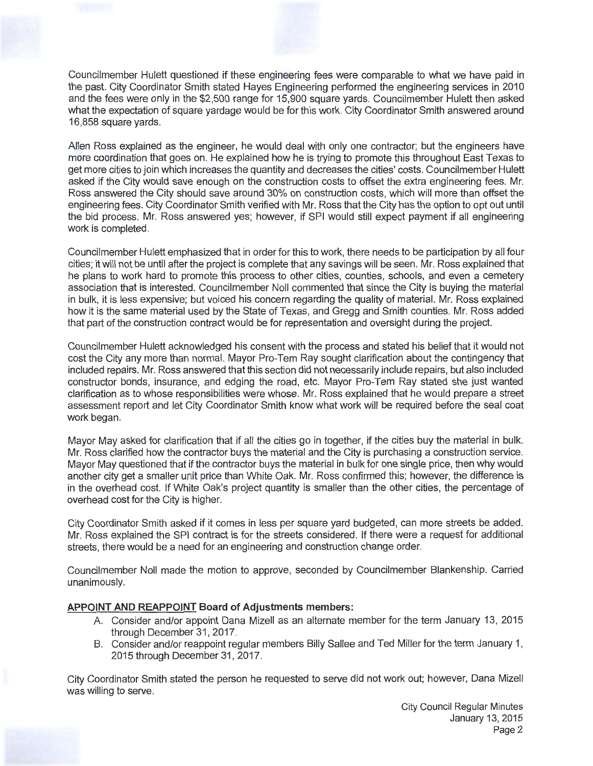Councilmember Hulett questioned if these engineering fees were comparable to what we have paid in the past. City Coordinator Smith stated Hayes Engineering performed the engineering services in 2010 and the fees were only in the $2,500 range for 15,900 square yards. Councilmember Hulett then asked what the expectation of square yardage would be for this work. City Coordinator Smith answered around 16,858 square yards.

Allen Ross explained as the engineer, he would deal with only one contractor; but the engineers have more coordination that goes on. He explained how he is trying to promote this throughout East Texas to get more cities to join which increases the quantity and decreases the cities' costs. Councilmember Hulett asked if the City would save enough on the construction costs to offset the extra engineering fees. Mr. Ross answered the City should save around 30% on construction costs, which will more than offset the engineering fees. City Coordinator Smith verified with Mr. Ross that the City has the option to opt out until the bid process. Mr. Ross answered yes; however, if SPI would still expect payment if all engineering work is completed.

Councilmember Hulett emphasized that in order for this to work, there needs to be participation by all four cities; it will not be until after the project is complete that any savings will be seen. Mr. Ross explained that he plans to work hard to promote this process to other cities, counties, schools, and even a cemetery association that is interested. Councilmember Noll commented that since the City is buying the material in bulk, it is less expensive; but voiced his concern regarding the quality of material. Mr. Ross explained how it is the same material used by the State of Texas, and Gregg and Smith counties. Mr. Ross added that part of the construction contract would be for representation and oversight during the project.

Councilmember Hulett acknowledged his consent with the process and stated his belief that it would not cost the City any more than normal. Mayor Pro-Tem Ray sought clarification about the contingency that included repairs. Mr. Ross answered that this section did not necessarily include repairs, but also included constructor bonds, insurance, and edging the road, etc. Mayor Pro-Tem Ray stated she just wanted clarification as to whose responsibilities were whose. Mr. Ross explained that he would prepare a street assessment report and let City Coordinator Smith know what work will be required before the seal coat work began.

Mayor May asked for clarification that if all the cities go in together, if the cities buy the material in bulk. Mr. Ross clarified how the contractor buys the material and the City is purchasing a construction service. Mayor May questioned that if the contractor buys the material in bulk for one single price, then why would another city get a smaller unit price than White Oak. Mr. Ross confirmed this; however, the difference is in the overhead cost. If White Oak's project quantity is smaller than the other cities, the percentage of overhead cost for the City is higher.

City Coordinator Smith asked if it comes in less per square yard budgeted, can more streets be added. Mr. Ross explained the SPI contract is for the streets considered. If there were a request for additional streets, there would be a need for an engineering and construction change order.

Councilmember Noll made the motion to approve, seconded by Councilmember Blankenship. Carried unanimously.

**APPOINT AND REAPPOINT Board of Adjustments members:**

A. Consider and/or appoint Dana Mizell as an alternate member for the term January 13, 2015 through December 31, 2017.
B. Consider and/or reappoint regular members Billy Sallee and Ted Miller for the term January 1, 2015 through December 31, 2017.

City Coordinator Smith stated the person he requested to serve did not work out; however, Dana Mizell was willing to serve.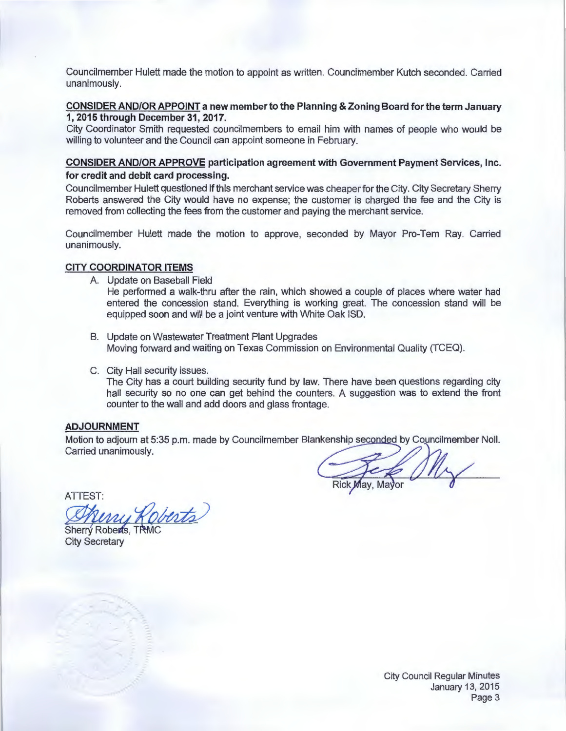Councilmember Hulett made the motion to appoint as written. Councilmember Kutch seconded. Carried unanimously.

**CONSIDER AND/OR APPOINT a new member to the Planning & Zoning Board for the term January 1, 2015 through December 31, 2017.**

City Coordinator Smith requested councilmembers to email him with names of people who would be willing to volunteer and the Council can appoint someone in February.

**CONSIDER AND/OR APPROVE participation agreement with Government Payment Services, Inc. for credit and debit card processing.**

Councilmember Hulett questioned if this merchant service was cheaper for the City. City Secretary Sherry Roberts answered the City would have no expense; the customer is charged the fee and the City is removed from collecting the fees from the customer and paying the merchant service.

Councilmember Hulett made the motion to approve, seconded by Mayor Pro-Tem Ray. Carried unanimously.

**CITY COORDINATOR ITEMS**

A. Update on Baseball Field

   He performed a walk-thru after the rain, which showed a couple of places where water had entered the concession stand. Everything is working great. The concession stand will be equipped soon and will be a joint venture with White Oak ISD.

B. Update on Wastewater Treatment Plant Upgrades

   Moving forward and waiting on Texas Commission on Environmental Quality (TCEQ).

C. City Hall security issues.

   The City has a court building security fund by law. There have been questions regarding city hall security so no one can get behind the counters. A suggestion was to extend the front counter to the wall and add doors and glass frontage.

**ADJOURNMENT**

Motion to adjourn at 5:35 p.m. made by Councilmember Blankenship seconded by Councilmember Noll. Carried unanimously.

Rick May, Mayor

ATTEST:

Sherry Roberts, TRMC
City Secretary

City Council Regular Minutes
January 13, 2015